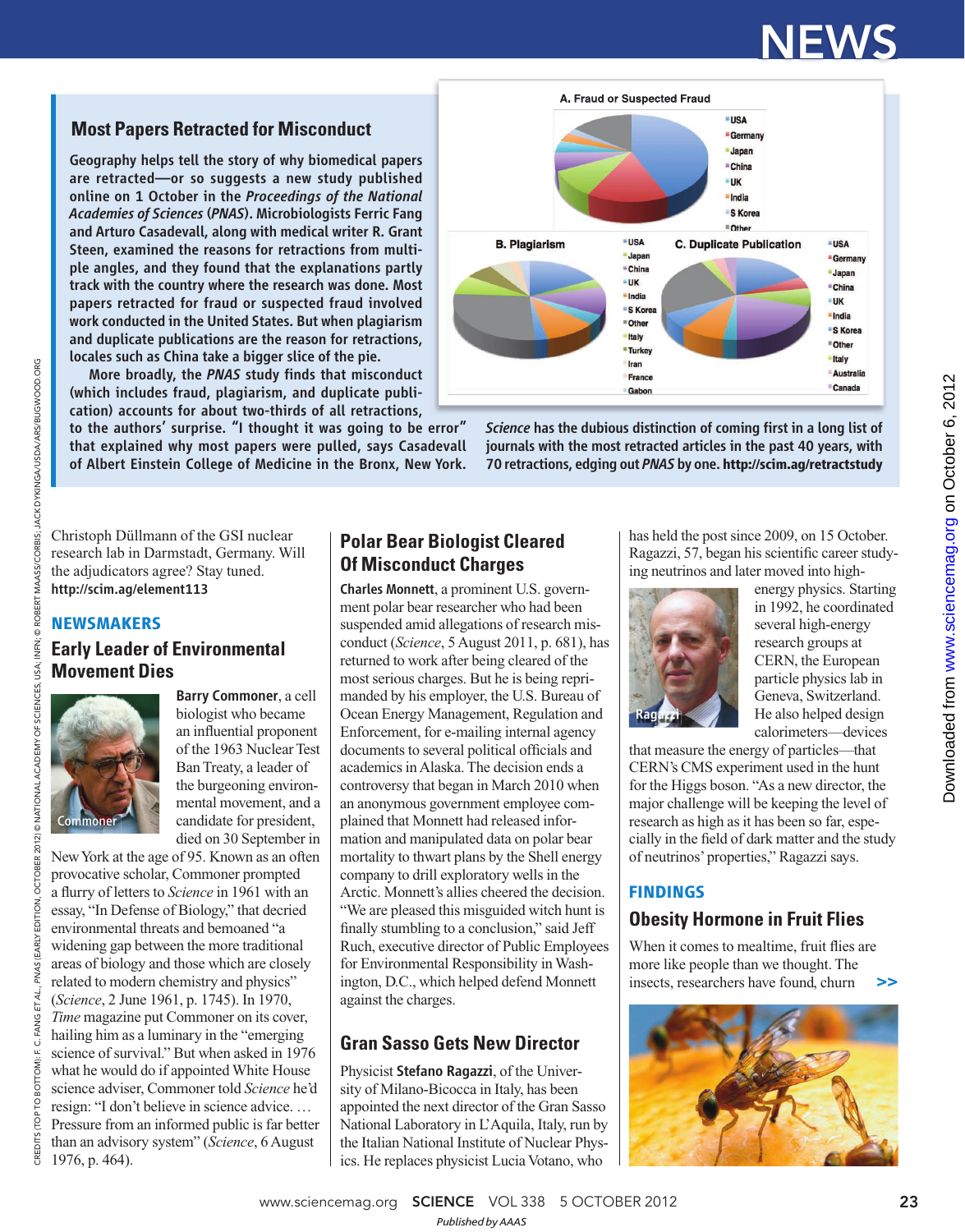# NEWS

## Most Papers Retracted for Misconduct

**Geography helps tell the story of why biomedical papers are retracted—or so suggests a new study published online on 1 October in the *Proceedings of the National Academies of Sciences* (*PNAS*). Microbiologists Ferric Fang and Arturo Casadevall, along with medical writer R. Grant Steen, examined the reasons for retractions from multiple angles, and they found that the explanations partly track with the country where the research was done. Most papers retracted for fraud or suspected fraud involved work conducted in the United States. But when plagiarism and duplicate publications are the reason for retractions, locales such as China take a bigger slice of the pie.**

**More broadly, the *PNAS* study finds that misconduct (which includes fraud, plagiarism, and duplicate publication) accounts for about two-thirds of all retractions, to the authors' surprise. "I thought it was going to be error" that explained why most papers were pulled, says Casadevall of Albert Einstein College of Medicine in the Bronx, New York.**

A. Fraud or Suspected Fraud: USA, Germany, Japan, China, UK, India, S Korea, Other

B. Plagiarism: USA, Japan, China, UK, India, S Korea, Other, Italy, Turkey, Iran, France, Gabon

C. Duplicate Publication: USA, Germany, Japan, China, UK, India, S Korea, Other, Italy, Australia, Canada

***Science*** **has the dubious distinction of coming first in a long list of journals with the most retracted articles in the past 40 years, with 70 retractions, edging out *PNAS* by one. http://scim.ag/retractstudy**

Christoph Düllmann of the GSI nuclear research lab in Darmstadt, Germany. Will the adjudicators agree? Stay tuned. **http://scim.ag/element113**

### NEWSMAKERS

## Early Leader of Environmental Movement Dies

Commoner

**Barry Commoner**, a cell biologist who became an influential proponent of the 1963 Nuclear Test Ban Treaty, a leader of the burgeoning environmental movement, and a candidate for president, died on 30 September in New York at the age of 95. Known as an often provocative scholar, Commoner prompted a flurry of letters to *Science* in 1961 with an essay, "In Defense of Biology," that decried environmental threats and bemoaned "a widening gap between the more traditional areas of biology and those which are closely related to modern chemistry and physics" (*Science*, 2 June 1961, p. 1745). In 1970, *Time* magazine put Commoner on its cover, hailing him as a luminary in the "emerging science of survival." But when asked in 1976 what he would do if appointed White House science adviser, Commoner told *Science* he'd resign: "I don't believe in science advice. … Pressure from an informed public is far better than an advisory system" (*Science*, 6 August 1976, p. 464).

## Polar Bear Biologist Cleared Of Misconduct Charges

**Charles Monnett**, a prominent U.S. government polar bear researcher who had been suspended amid allegations of research misconduct (*Science*, 5 August 2011, p. 681), has returned to work after being cleared of the most serious charges. But he is being reprimanded by his employer, the U.S. Bureau of Ocean Energy Management, Regulation and Enforcement, for e-mailing internal agency documents to several political officials and academics in Alaska. The decision ends a controversy that began in March 2010 when an anonymous government employee complained that Monnett had released information and manipulated data on polar bear mortality to thwart plans by the Shell energy company to drill exploratory wells in the Arctic. Monnett's allies cheered the decision. "We are pleased this misguided witch hunt is finally stumbling to a conclusion," said Jeff Ruch, executive director of Public Employees for Environmental Responsibility in Washington, D.C., which helped defend Monnett against the charges.

## Gran Sasso Gets New Director

Physicist **Stefano Ragazzi**, of the University of Milano-Bicocca in Italy, has been appointed the next director of the Gran Sasso National Laboratory in L'Aquila, Italy, run by the Italian National Institute of Nuclear Physics. He replaces physicist Lucia Votano, who has held the post since 2009, on 15 October. Ragazzi, 57, began his scientific career studying neutrinos and later moved into high-energy physics. Starting in 1992, he coordinated several high-energy research groups at CERN, the European particle physics lab in Geneva, Switzerland. He also helped design calorimeters—devices that measure the energy of particles—that CERN's CMS experiment used in the hunt for the Higgs boson. "As a new director, the major challenge will be keeping the level of research as high as it has been so far, especially in the field of dark matter and the study of neutrinos' properties," Ragazzi says.

Ragazzi

### FINDINGS

## Obesity Hormone in Fruit Flies

When it comes to mealtime, fruit flies are more like people than we thought. The insects, researchers have found, churn >>

CREDITS (TOP TO BOTTOM): F. C. FANG *ET AL.*, *PNAS* (EARLY EDITION, OCTOBER 2012) © NATIONAL ACADEMY OF SCIENCES, USA; INFN; © ROBERT MAASS/CORBIS; JACK DYKINGA/USDA/ARS/BUGWOOD.ORG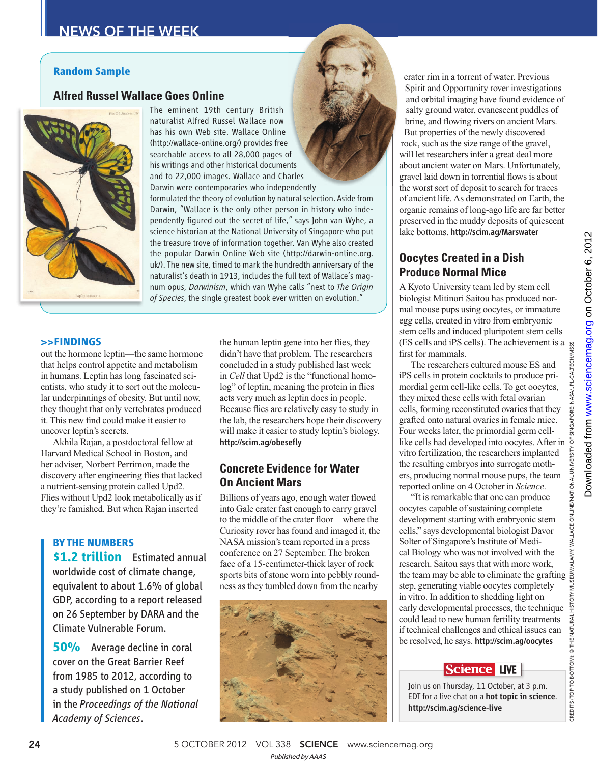## NEWS OF THE WEEK

### Random Sample

### Alfred Russel Wallace Goes Online

The eminent 19th century British naturalist Alfred Russel Wallace now has his own Web site. Wallace Online (http://wallace-online.org/) provides free searchable access to all 28,000 pages of his writings and other historical documents and to 22,000 images. Wallace and Charles Darwin were contemporaries who independently formulated the theory of evolution by natural selection. Aside from Darwin, "Wallace is the only other person in history who independently figured out the secret of life," says John van Wyhe, a science historian at the National University of Singapore who put the treasure trove of information together. Van Wyhe also created the popular Darwin Online Web site (http://darwin-online.org.uk/). The new site, timed to mark the hundredth anniversary of the naturalist's death in 1913, includes the full text of Wallace's magnum opus, *Darwinism*, which van Wyhe calls "next to *The Origin of Species*, the single greatest book ever written on evolution."

### >>FINDINGS

out the hormone leptin—the same hormone that helps control appetite and metabolism in humans. Leptin has long fascinated scientists, who study it to sort out the molecular underpinnings of obesity. But until now, they thought that only vertebrates produced it. This new find could make it easier to uncover leptin's secrets.

Akhila Rajan, a postdoctoral fellow at Harvard Medical School in Boston, and her adviser, Norbert Perrimon, made the discovery after engineering flies that lacked a nutrient-sensing protein called Upd2. Flies without Upd2 look metabolically as if they're famished. But when Rajan inserted the human leptin gene into her flies, they didn't have that problem. The researchers concluded in a study published last week in *Cell* that Upd2 is the "functional homolog" of leptin, meaning the protein in flies acts very much as leptin does in people. Because flies are relatively easy to study in the lab, the researchers hope their discovery will make it easier to study leptin's biology. **http://scim.ag/obesefly**

### BY THE NUMBERS

**$1.2 trillion** Estimated annual worldwide cost of climate change, equivalent to about 1.6% of global GDP, according to a report released on 26 September by DARA and the Climate Vulnerable Forum.

**50%** Average decline in coral cover on the Great Barrier Reef from 1985 to 2012, according to a study published on 1 October in the *Proceedings of the National Academy of Sciences*.

### Concrete Evidence for Water On Ancient Mars

Billions of years ago, enough water flowed into Gale crater fast enough to carry gravel to the middle of the crater floor—where the Curiosity rover has found and imaged it, the NASA mission's team reported in a press conference on 27 September. The broken face of a 15-centimeter-thick layer of rock sports bits of stone worn into pebbly roundness as they tumbled down from the nearby crater rim in a torrent of water. Previous Spirit and Opportunity rover investigations and orbital imaging have found evidence of salty ground water, evanescent puddles of brine, and flowing rivers on ancient Mars. But properties of the newly discovered rock, such as the size range of the gravel, will let researchers infer a great deal more about ancient water on Mars. Unfortunately, gravel laid down in torrential flows is about the worst sort of deposit to search for traces of ancient life. As demonstrated on Earth, the organic remains of long-ago life are far better preserved in the muddy deposits of quiescent lake bottoms. **http://scim.ag/Marswater**

### Oocytes Created in a Dish Produce Normal Mice

A Kyoto University team led by stem cell biologist Mitinori Saitou has produced normal mouse pups using oocytes, or immature egg cells, created in vitro from embryonic stem cells and induced pluripotent stem cells (ES cells and iPS cells). The achievement is a first for mammals.

The researchers cultured mouse ES and iPS cells in protein cocktails to produce primordial germ cell-like cells. To get oocytes, they mixed these cells with fetal ovarian cells, forming reconstituted ovaries that they grafted onto natural ovaries in female mice. Four weeks later, the primordial germ cell-like cells had developed into oocytes. After in vitro fertilization, the researchers implanted the resulting embryos into surrogate mothers, producing normal mouse pups, the team reported online on 4 October in *Science*.

"It is remarkable that one can produce oocytes capable of sustaining complete development starting with embryonic stem cells," says developmental biologist Davor Solter of Singapore's Institute of Medical Biology who was not involved with the research. Saitou says that with more work, the team may be able to eliminate the grafting step, generating viable oocytes completely in vitro. In addition to shedding light on early developmental processes, the technique could lead to new human fertility treatments if technical challenges and ethical issues can be resolved, he says. **http://scim.ag/oocytes**

**Science LIVE**

Join us on Thursday, 11 October, at 3 p.m. EDT for a live chat on a **hot topic in science**. **http://scim.ag/science-live**

CREDITS (TOP TO BOTTOM): © THE NATURAL HISTORY MUSEUM/ALAMY; WALLACE ONLINE/NATIONAL UNIVERSITY OF SINGAPORE; NASA/JPL-CALTECH/MSSS